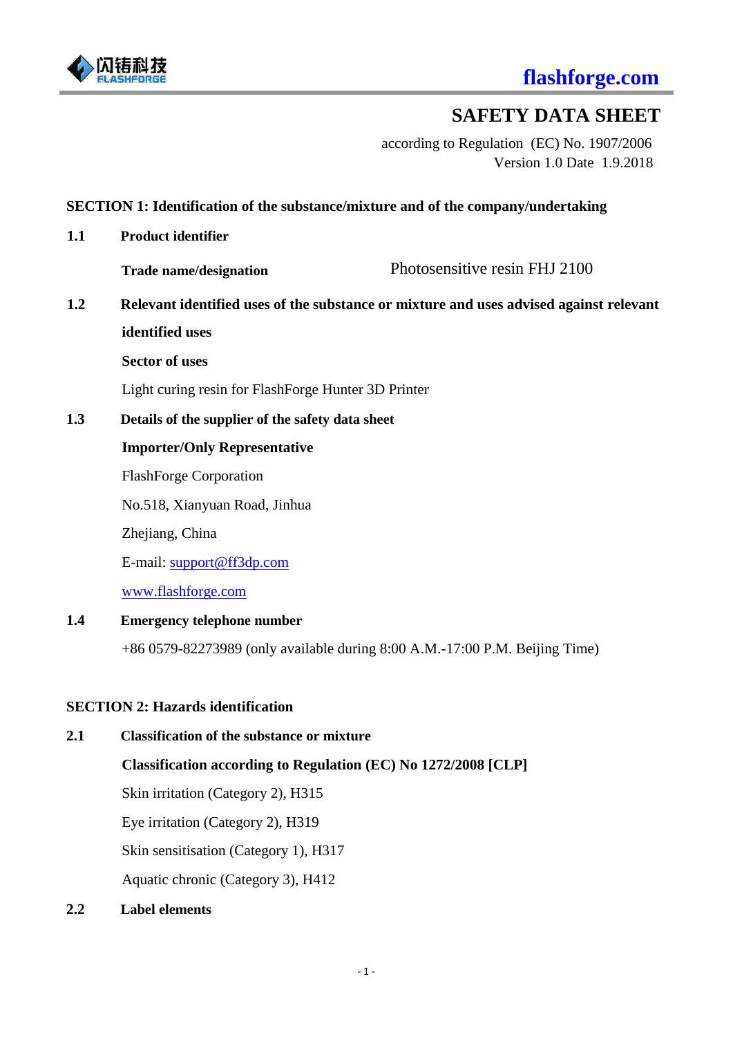# SAFETY DATA SHEET

according to Regulation (EC) No. 1907/2006
Version 1.0 Date 1.9.2018

## SECTION 1: Identification of the substance/mixture and of the company/undertaking

**1.1 Product identifier**

**Trade name/designation** Photosensitive resin FHJ 2100

**1.2 Relevant identified uses of the substance or mixture and uses advised against relevant identified uses**

**Sector of uses**

Light curing resin for FlashForge Hunter 3D Printer

**1.3 Details of the supplier of the safety data sheet**

**Importer/Only Representative**

FlashForge Corporation

No.518, Xianyuan Road, Jinhua

Zhejiang, China

E-mail: support@ff3dp.com

www.flashforge.com

**1.4 Emergency telephone number**

+86 0579-82273989 (only available during 8:00 A.M.-17:00 P.M. Beijing Time)

## SECTION 2: Hazards identification

**2.1 Classification of the substance or mixture**

**Classification according to Regulation (EC) No 1272/2008 [CLP]**

Skin irritation (Category 2), H315

Eye irritation (Category 2), H319

Skin sensitisation (Category 1), H317

Aquatic chronic (Category 3), H412

**2.2 Label elements**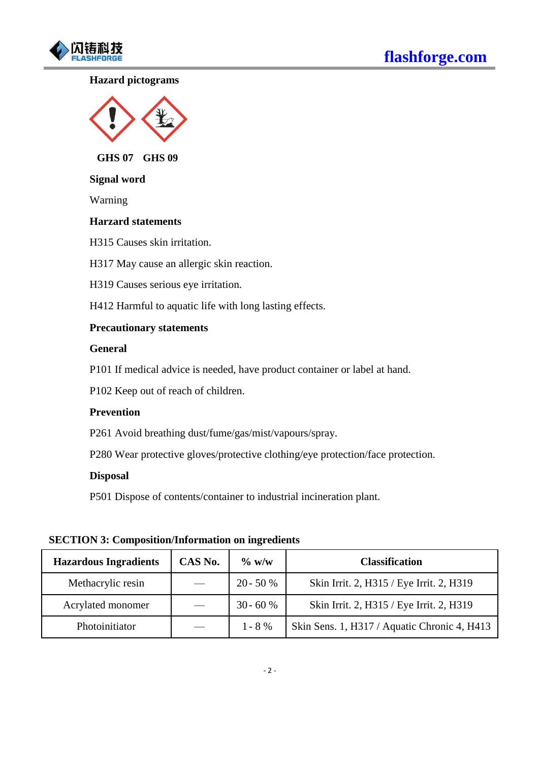**Hazard pictograms**

**GHS 07 GHS 09**

**Signal word**

Warning

**Harzard statements**

H315 Causes skin irritation.

H317 May cause an allergic skin reaction.

H319 Causes serious eye irritation.

H412 Harmful to aquatic life with long lasting effects.

**Precautionary statements**

**General**

P101 If medical advice is needed, have product container or label at hand.

P102 Keep out of reach of children.

**Prevention**

P261 Avoid breathing dust/fume/gas/mist/vapours/spray.

P280 Wear protective gloves/protective clothing/eye protection/face protection.

**Disposal**

P501 Dispose of contents/container to industrial incineration plant.

## SECTION 3: Composition/Information on ingredients

| Hazardous Ingradients | CAS No. | % w/w | Classification |
|---|---|---|---|
| Methacrylic resin | — | 20 - 50 % | Skin Irrit. 2, H315 / Eye Irrit. 2, H319 |
| Acrylated monomer | — | 30 - 60 % | Skin Irrit. 2, H315 / Eye Irrit. 2, H319 |
| Photoinitiator | — | 1 - 8 % | Skin Sens. 1, H317 / Aquatic Chronic 4, H413 |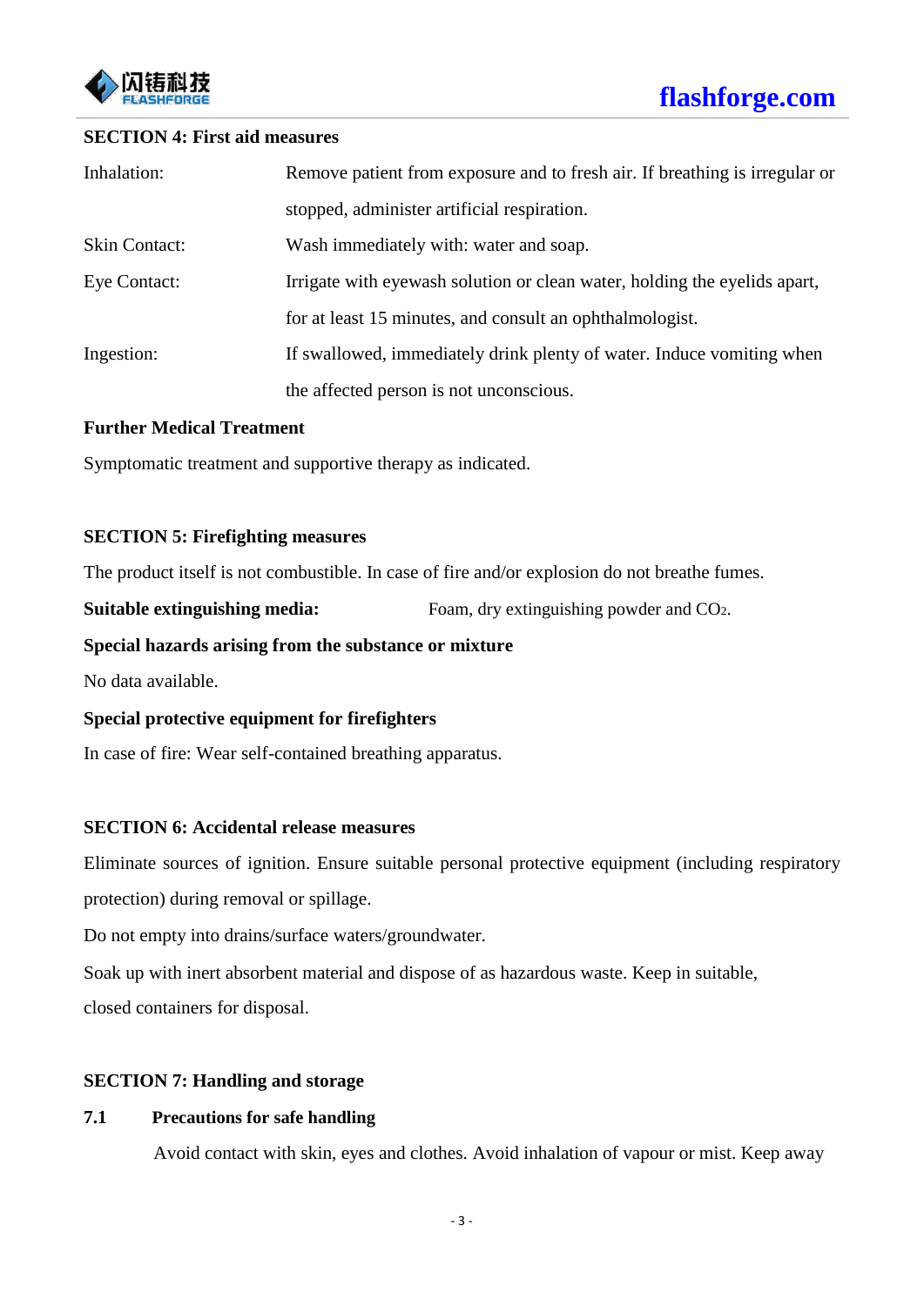## SECTION 4: First aid measures

| | |
|---|---|
| Inhalation: | Remove patient from exposure and to fresh air. If breathing is irregular or stopped, administer artificial respiration. |
| Skin Contact: | Wash immediately with: water and soap. |
| Eye Contact: | Irrigate with eyewash solution or clean water, holding the eyelids apart, for at least 15 minutes, and consult an ophthalmologist. |
| Ingestion: | If swallowed, immediately drink plenty of water. Induce vomiting when the affected person is not unconscious. |

**Further Medical Treatment**

Symptomatic treatment and supportive therapy as indicated.

## SECTION 5: Firefighting measures

The product itself is not combustible. In case of fire and/or explosion do not breathe fumes.

**Suitable extinguishing media:** Foam, dry extinguishing powder and $CO_2$.

**Special hazards arising from the substance or mixture**

No data available.

**Special protective equipment for firefighters**

In case of fire: Wear self-contained breathing apparatus.

## SECTION 6: Accidental release measures

Eliminate sources of ignition. Ensure suitable personal protective equipment (including respiratory protection) during removal or spillage.

Do not empty into drains/surface waters/groundwater.

Soak up with inert absorbent material and dispose of as hazardous waste. Keep in suitable, closed containers for disposal.

## SECTION 7: Handling and storage

### 7.1 Precautions for safe handling

Avoid contact with skin, eyes and clothes. Avoid inhalation of vapour or mist. Keep away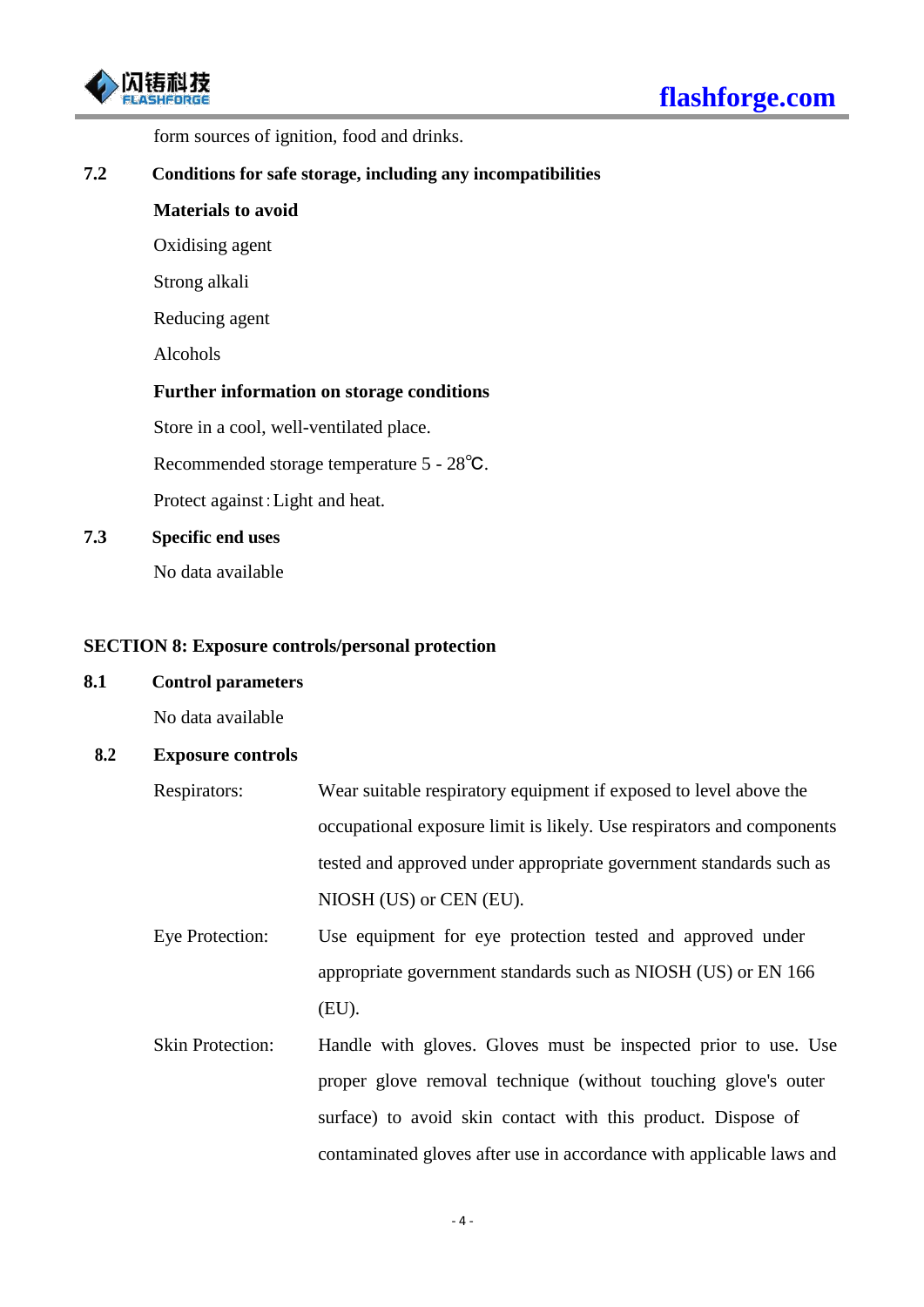form sources of ignition, food and drinks.

**7.2 Conditions for safe storage, including any incompatibilities**

**Materials to avoid**

Oxidising agent

Strong alkali

Reducing agent

Alcohols

**Further information on storage conditions**

Store in a cool, well-ventilated place.

Recommended storage temperature 5 - 28℃.

Protect against：Light and heat.

**7.3 Specific end uses**

No data available

## SECTION 8: Exposure controls/personal protection

**8.1 Control parameters**

No data available

**8.2 Exposure controls**

Respirators: Wear suitable respiratory equipment if exposed to level above the occupational exposure limit is likely. Use respirators and components tested and approved under appropriate government standards such as NIOSH (US) or CEN (EU).

Eye Protection: Use equipment for eye protection tested and approved under appropriate government standards such as NIOSH (US) or EN 166 (EU).

Skin Protection: Handle with gloves. Gloves must be inspected prior to use. Use proper glove removal technique (without touching glove's outer surface) to avoid skin contact with this product. Dispose of contaminated gloves after use in accordance with applicable laws and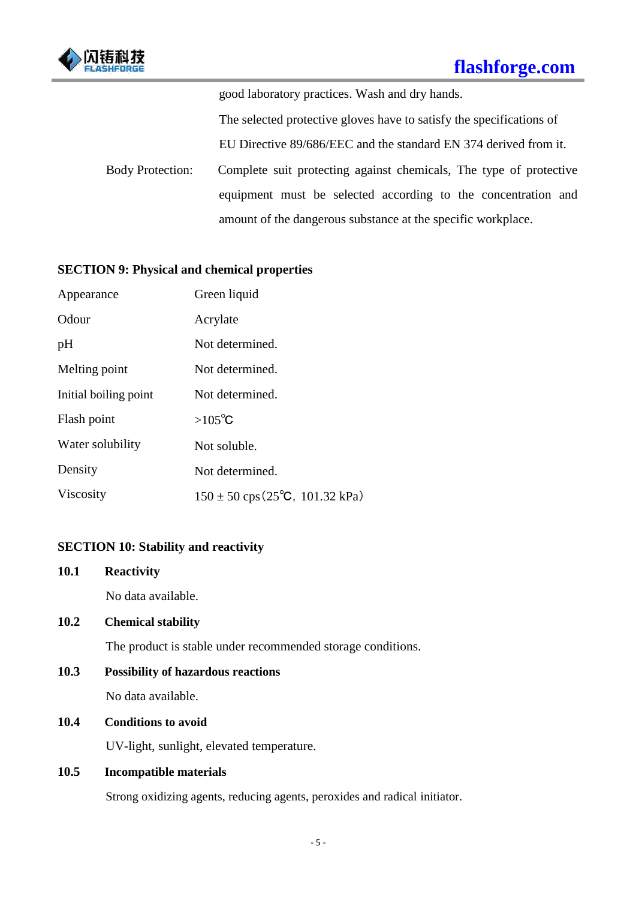good laboratory practices. Wash and dry hands.

The selected protective gloves have to satisfy the specifications of EU Directive 89/686/EEC and the standard EN 374 derived from it.

Body Protection: Complete suit protecting against chemicals, The type of protective equipment must be selected according to the concentration and amount of the dangerous substance at the specific workplace.

## SECTION 9: Physical and chemical properties

| | |
|---|---|
| Appearance | Green liquid |
| Odour | Acrylate |
| pH | Not determined. |
| Melting point | Not determined. |
| Initial boiling point | Not determined. |
| Flash point | >105℃ |
| Water solubility | Not soluble. |
| Density | Not determined. |
| Viscosity | 150 ± 50 cps（25℃，101.32 kPa） |

## SECTION 10: Stability and reactivity

**10.1 Reactivity**

No data available.

**10.2 Chemical stability**

The product is stable under recommended storage conditions.

**10.3 Possibility of hazardous reactions**

No data available.

**10.4 Conditions to avoid**

UV-light, sunlight, elevated temperature.

**10.5 Incompatible materials**

Strong oxidizing agents, reducing agents, peroxides and radical initiator.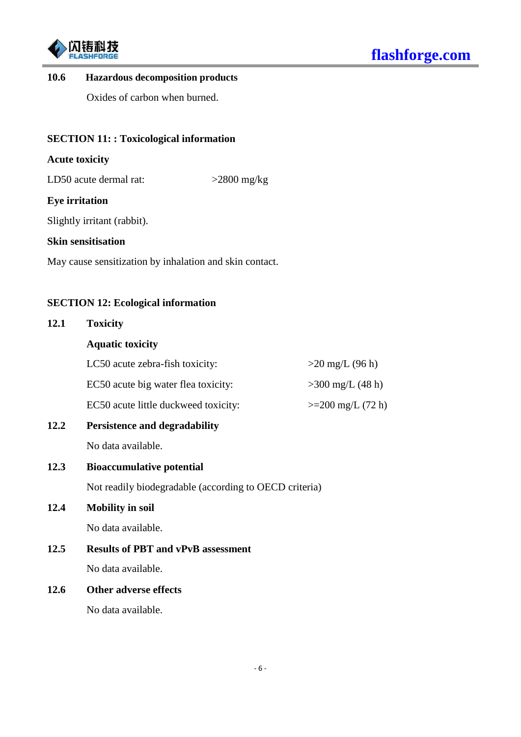### 10.6 Hazardous decomposition products

Oxides of carbon when burned.

## SECTION 11: : Toxicological information

**Acute toxicity**

| | |
|---|---|
| LD50 acute dermal rat: | >2800 mg/kg |

**Eye irritation**

Slightly irritant (rabbit).

**Skin sensitisation**

May cause sensitization by inhalation and skin contact.

## SECTION 12: Ecological information

### 12.1 Toxicity

**Aquatic toxicity**

| | |
|---|---|
| LC50 acute zebra-fish toxicity: | >20 mg/L (96 h) |
| EC50 acute big water flea toxicity: | >300 mg/L (48 h) |
| EC50 acute little duckweed toxicity: | >=200 mg/L (72 h) |

### 12.2 Persistence and degradability

No data available.

### 12.3 Bioaccumulative potential

Not readily biodegradable (according to OECD criteria)

### 12.4 Mobility in soil

No data available.

### 12.5 Results of PBT and vPvB assessment

No data available.

### 12.6 Other adverse effects

No data available.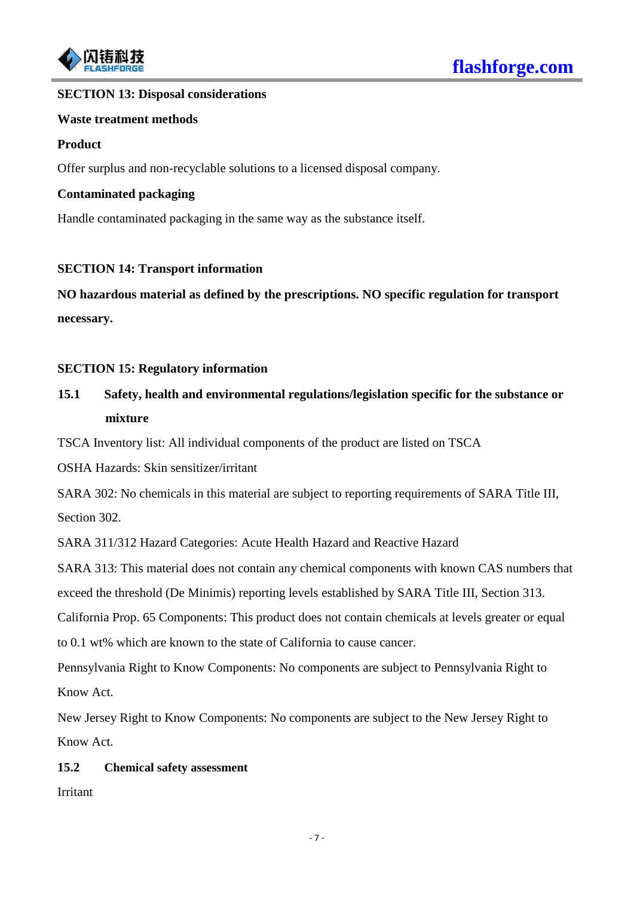## SECTION 13: Disposal considerations

### Waste treatment methods

**Product**

Offer surplus and non-recyclable solutions to a licensed disposal company.

**Contaminated packaging**

Handle contaminated packaging in the same way as the substance itself.

## SECTION 14: Transport information

**NO hazardous material as defined by the prescriptions. NO specific regulation for transport necessary.**

## SECTION 15: Regulatory information

### 15.1 Safety, health and environmental regulations/legislation specific for the substance or mixture

TSCA Inventory list: All individual components of the product are listed on TSCA

OSHA Hazards: Skin sensitizer/irritant

SARA 302: No chemicals in this material are subject to reporting requirements of SARA Title III, Section 302.

SARA 311/312 Hazard Categories: Acute Health Hazard and Reactive Hazard

SARA 313: This material does not contain any chemical components with known CAS numbers that exceed the threshold (De Minimis) reporting levels established by SARA Title III, Section 313.

California Prop. 65 Components: This product does not contain chemicals at levels greater or equal to 0.1 wt% which are known to the state of California to cause cancer.

Pennsylvania Right to Know Components: No components are subject to Pennsylvania Right to Know Act.

New Jersey Right to Know Components: No components are subject to the New Jersey Right to Know Act.

### 15.2 Chemical safety assessment

Irritant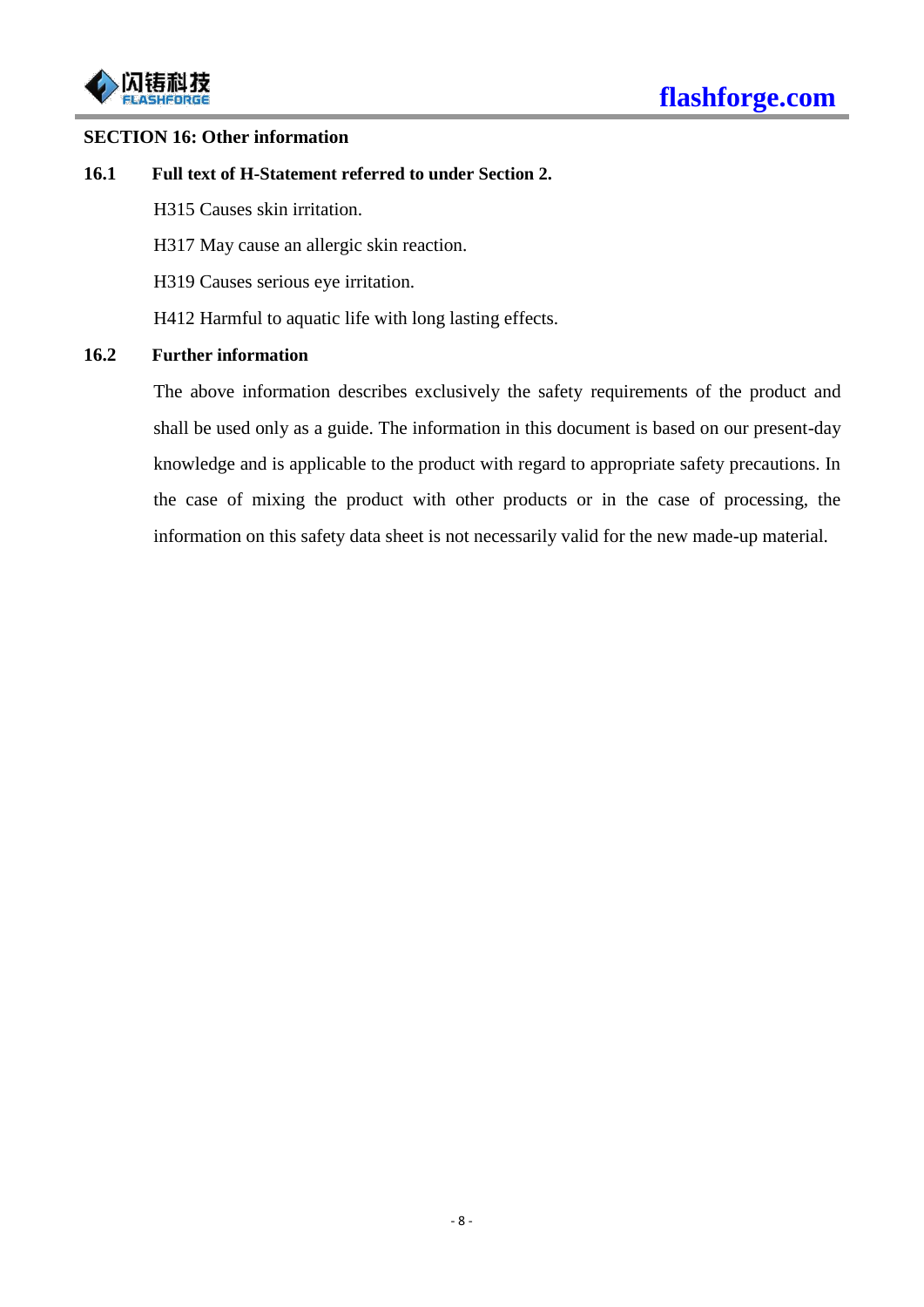## SECTION 16: Other information

**16.1 Full text of H-Statement referred to under Section 2.**

H315 Causes skin irritation.

H317 May cause an allergic skin reaction.

H319 Causes serious eye irritation.

H412 Harmful to aquatic life with long lasting effects.

**16.2 Further information**

The above information describes exclusively the safety requirements of the product and shall be used only as a guide. The information in this document is based on our present-day knowledge and is applicable to the product with regard to appropriate safety precautions. In the case of mixing the product with other products or in the case of processing, the information on this safety data sheet is not necessarily valid for the new made-up material.